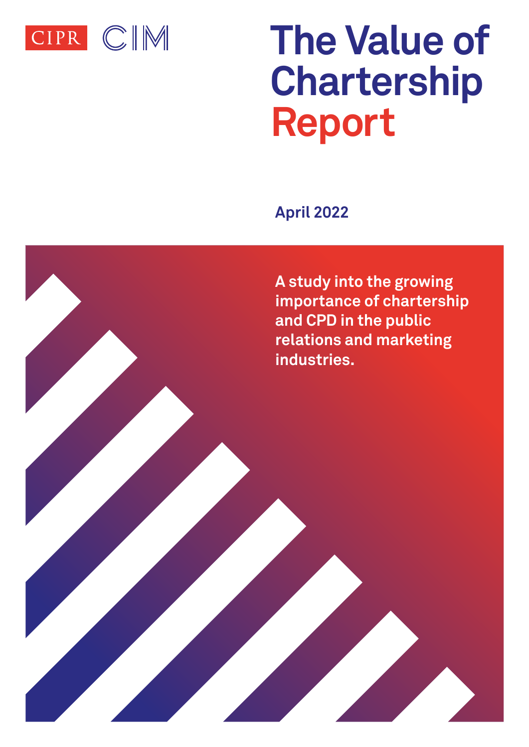CIPR CIM

# The Value of Chartership Report

April 2022

A study into the growing importance of chartership and CPD in the public relations and marketing industries.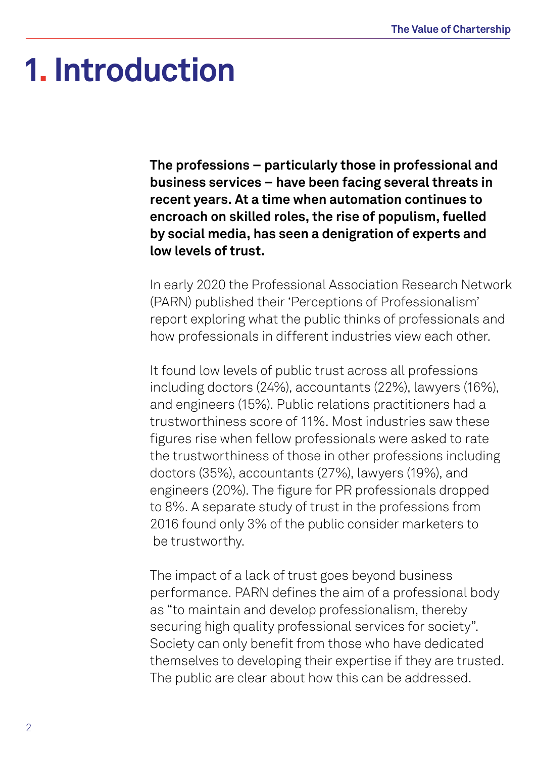# 1. Introduction

**The professions – particularly those in professional and business services – have been facing several threats in recent years. At a time when automation continues to encroach on skilled roles, the rise of populism, fuelled by social media, has seen a denigration of experts and low levels of trust.**

In early 2020 the Professional Association Research Network (PARN) published their 'Perceptions of Professionalism' report exploring what the public thinks of professionals and how professionals in different industries view each other.

It found low levels of public trust across all professions including doctors (24%), accountants (22%), lawyers (16%), and engineers (15%). Public relations practitioners had a trustworthiness score of 11%. Most industries saw these figures rise when fellow professionals were asked to rate the trustworthiness of those in other professions including doctors (35%), accountants (27%), lawyers (19%), and engineers (20%). The figure for PR professionals dropped to 8%. A separate study of trust in the professions from 2016 found only 3% of the public consider marketers to be trustworthy.

The impact of a lack of trust goes beyond business performance. PARN defines the aim of a professional body as "to maintain and develop professionalism, thereby securing high quality professional services for society". Society can only benefit from those who have dedicated themselves to developing their expertise if they are trusted. The public are clear about how this can be addressed.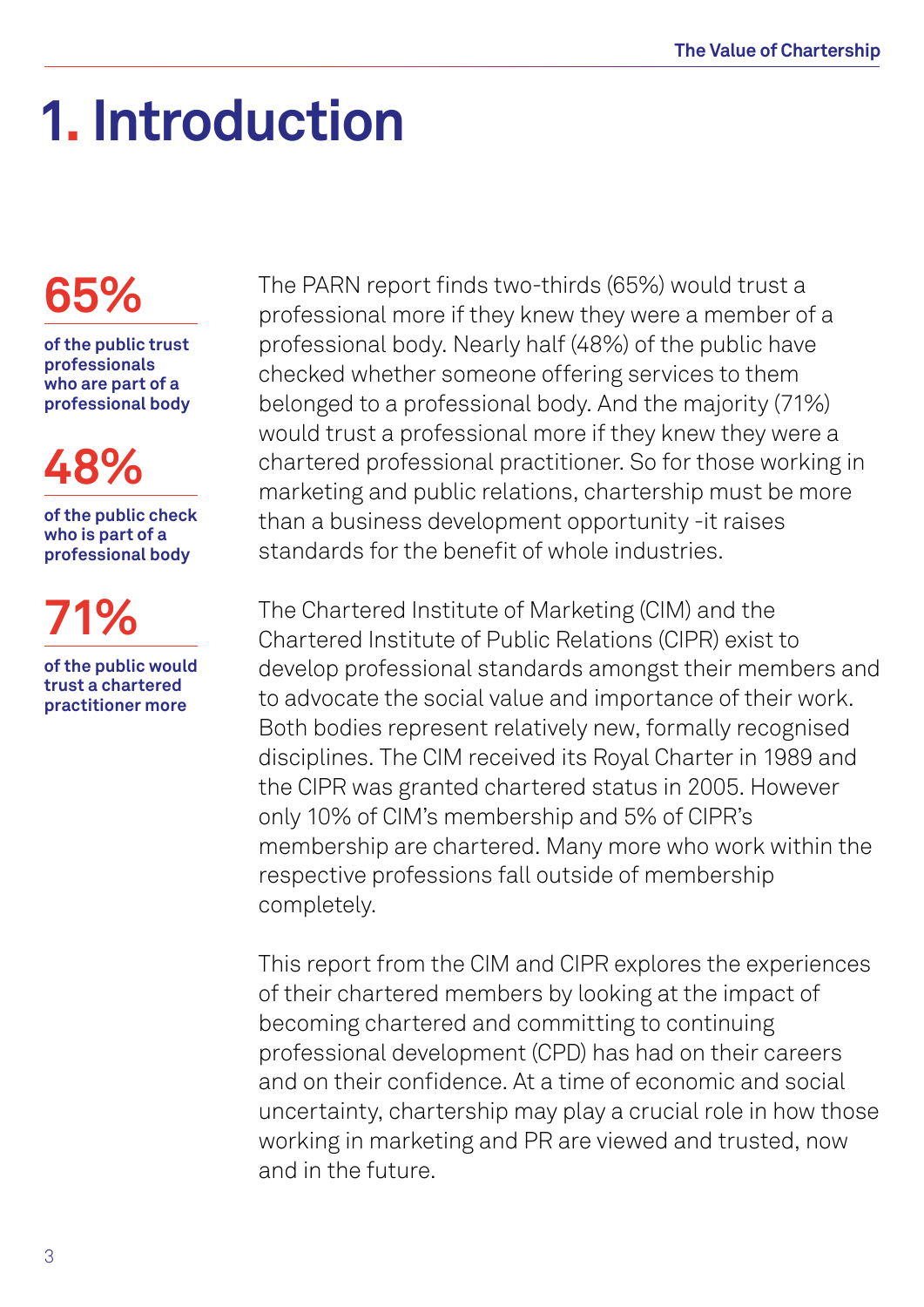# 1. Introduction

**65%**

**of the public trust professionals who are part of a professional body**

**48%**

**of the public check who is part of a professional body**

**71%**

**of the public would trust a chartered practitioner more**

The PARN report finds two-thirds (65%) would trust a professional more if they knew they were a member of a professional body. Nearly half (48%) of the public have checked whether someone offering services to them belonged to a professional body. And the majority (71%) would trust a professional more if they knew they were a chartered professional practitioner. So for those working in marketing and public relations, chartership must be more than a business development opportunity -it raises standards for the benefit of whole industries.

The Chartered Institute of Marketing (CIM) and the Chartered Institute of Public Relations (CIPR) exist to develop professional standards amongst their members and to advocate the social value and importance of their work. Both bodies represent relatively new, formally recognised disciplines. The CIM received its Royal Charter in 1989 and the CIPR was granted chartered status in 2005. However only 10% of CIM's membership and 5% of CIPR's membership are chartered. Many more who work within the respective professions fall outside of membership completely.

This report from the CIM and CIPR explores the experiences of their chartered members by looking at the impact of becoming chartered and committing to continuing professional development (CPD) has had on their careers and on their confidence. At a time of economic and social uncertainty, chartership may play a crucial role in how those working in marketing and PR are viewed and trusted, now and in the future.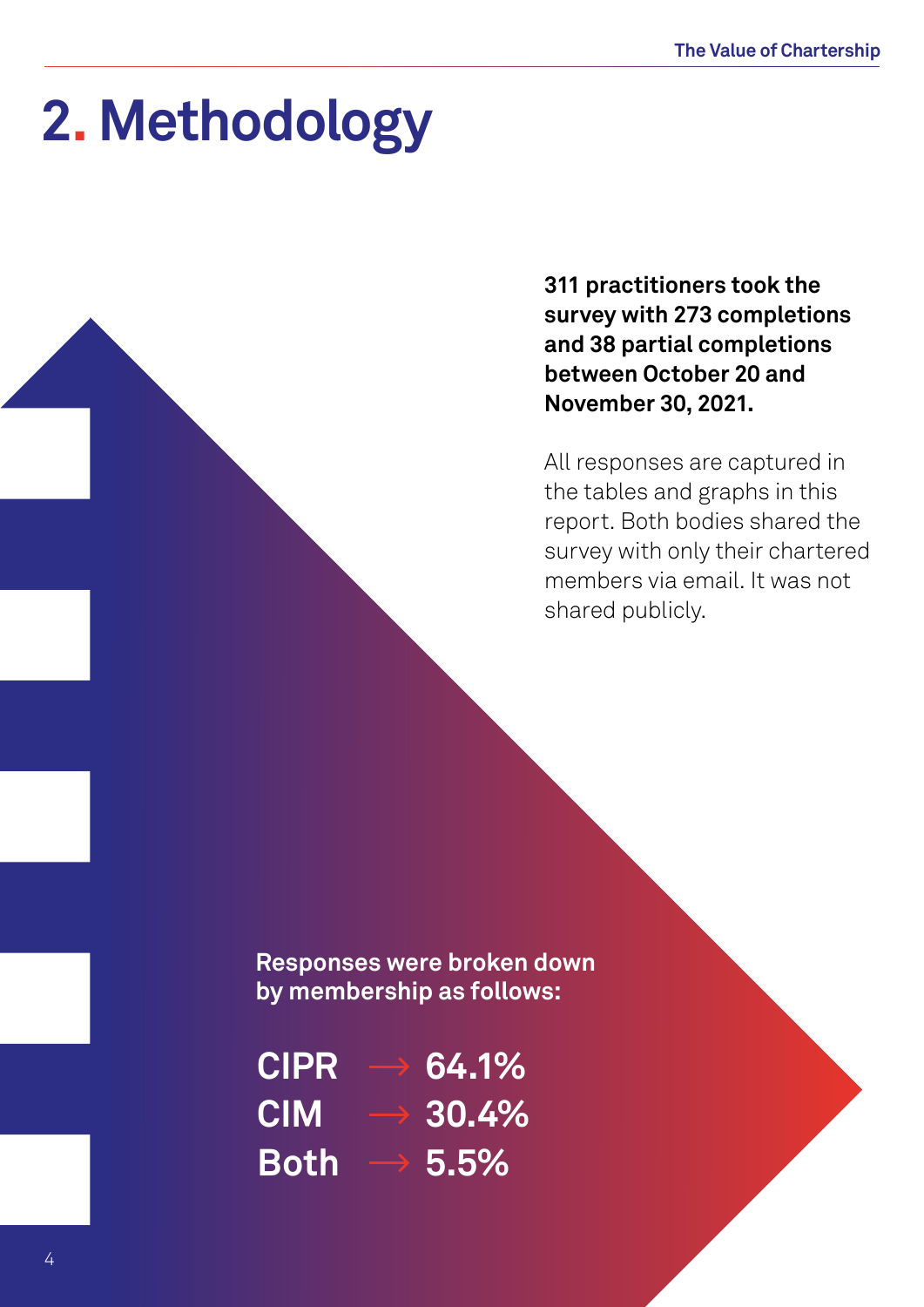# 2. Methodology

**311 practitioners took the survey with 273 completions and 38 partial completions between October 20 and November 30, 2021.**

All responses are captured in the tables and graphs in this report. Both bodies shared the survey with only their chartered members via email. It was not shared publicly.

**Responses were broken down by membership as follows:**

**CIPR → 64.1%**
**CIM → 30.4%**
**Both → 5.5%**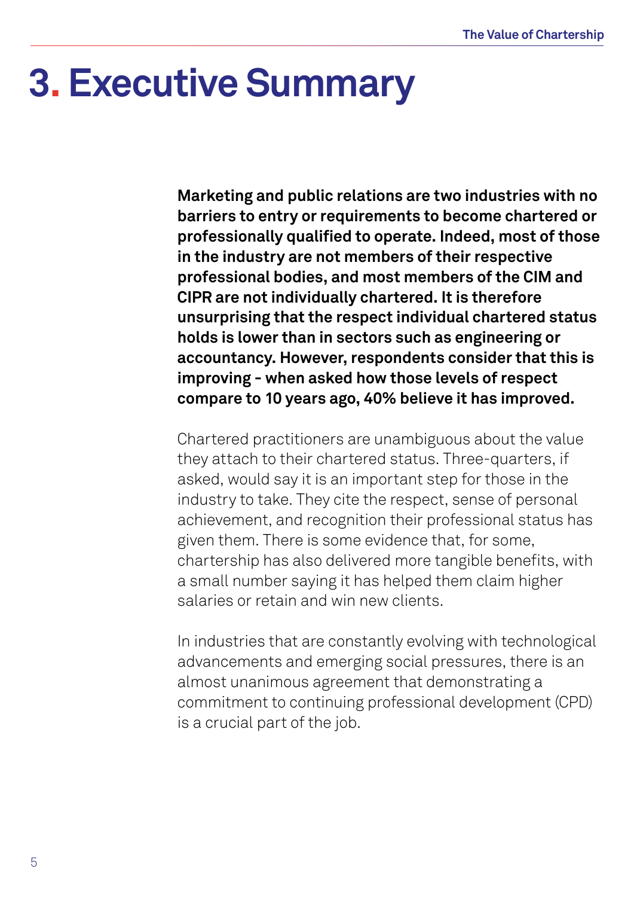# 3. Executive Summary

**Marketing and public relations are two industries with no barriers to entry or requirements to become chartered or professionally qualified to operate. Indeed, most of those in the industry are not members of their respective professional bodies, and most members of the CIM and CIPR are not individually chartered. It is therefore unsurprising that the respect individual chartered status holds is lower than in sectors such as engineering or accountancy. However, respondents consider that this is improving - when asked how those levels of respect compare to 10 years ago, 40% believe it has improved.**

Chartered practitioners are unambiguous about the value they attach to their chartered status. Three-quarters, if asked, would say it is an important step for those in the industry to take. They cite the respect, sense of personal achievement, and recognition their professional status has given them. There is some evidence that, for some, chartership has also delivered more tangible benefits, with a small number saying it has helped them claim higher salaries or retain and win new clients.

In industries that are constantly evolving with technological advancements and emerging social pressures, there is an almost unanimous agreement that demonstrating a commitment to continuing professional development (CPD) is a crucial part of the job.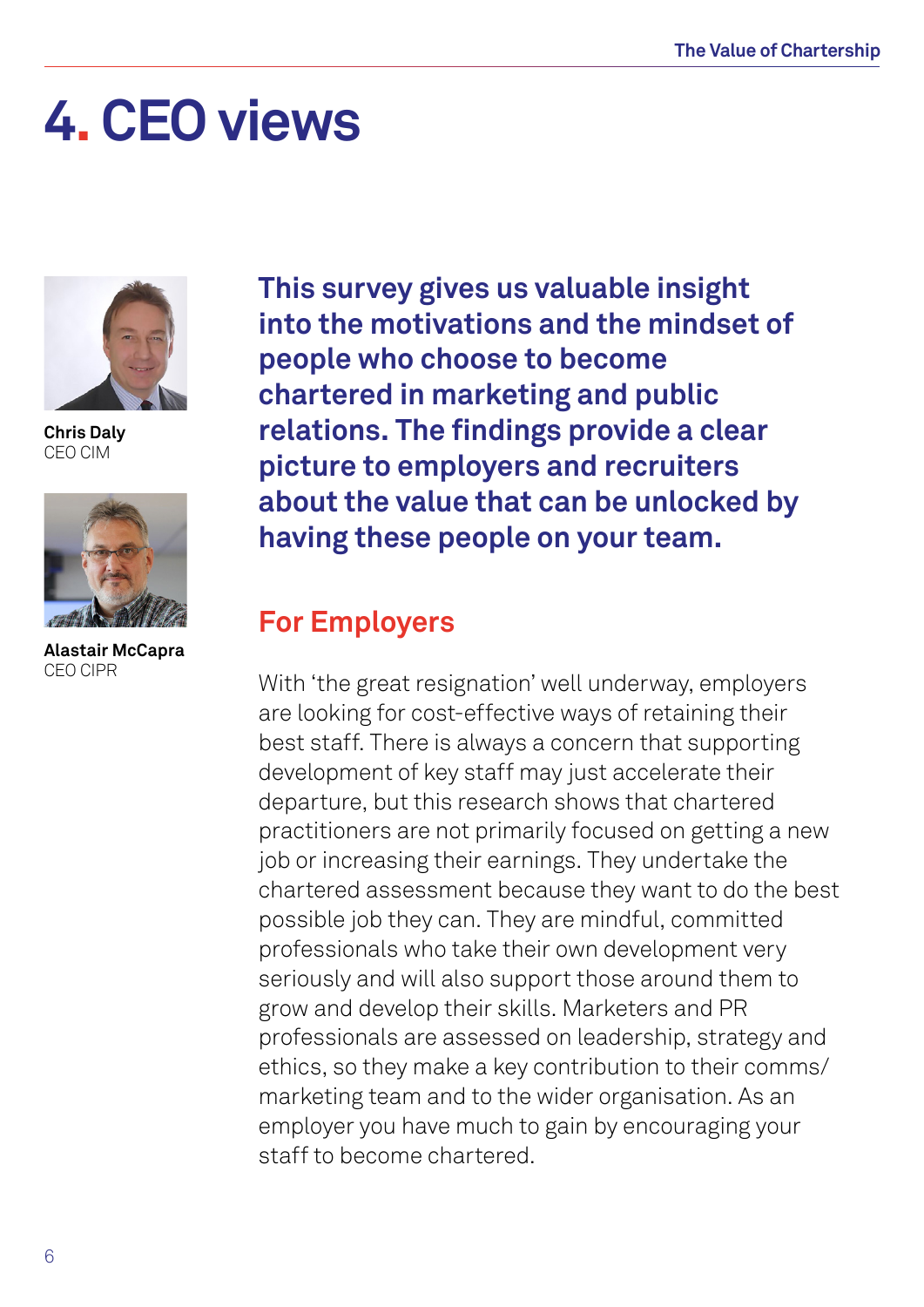# 4. CEO views

**Chris Daly**
CEO CIM

**Alastair McCapra**
CEO CIPR

**This survey gives us valuable insight into the motivations and the mindset of people who choose to become chartered in marketing and public relations. The findings provide a clear picture to employers and recruiters about the value that can be unlocked by having these people on your team.**

## For Employers

With 'the great resignation' well underway, employers are looking for cost-effective ways of retaining their best staff. There is always a concern that supporting development of key staff may just accelerate their departure, but this research shows that chartered practitioners are not primarily focused on getting a new job or increasing their earnings. They undertake the chartered assessment because they want to do the best possible job they can. They are mindful, committed professionals who take their own development very seriously and will also support those around them to grow and develop their skills. Marketers and PR professionals are assessed on leadership, strategy and ethics, so they make a key contribution to their comms/marketing team and to the wider organisation. As an employer you have much to gain by encouraging your staff to become chartered.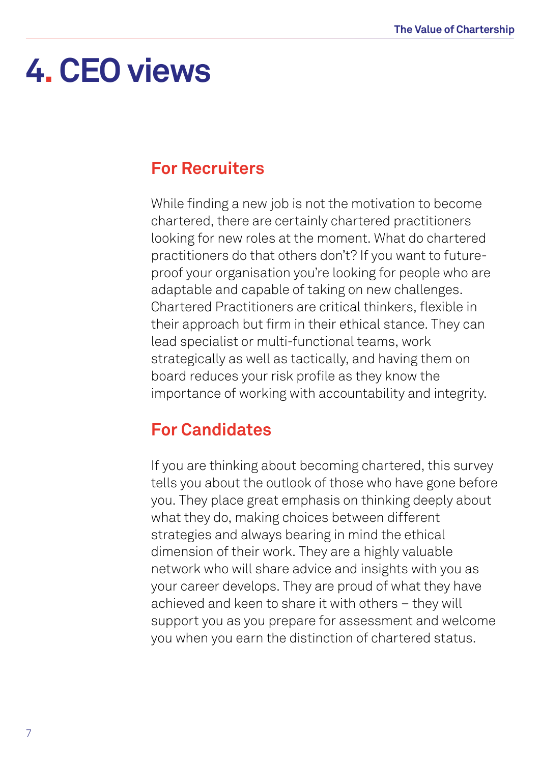# 4. CEO views

## For Recruiters

While finding a new job is not the motivation to become chartered, there are certainly chartered practitioners looking for new roles at the moment. What do chartered practitioners do that others don't? If you want to future-proof your organisation you're looking for people who are adaptable and capable of taking on new challenges. Chartered Practitioners are critical thinkers, flexible in their approach but firm in their ethical stance. They can lead specialist or multi-functional teams, work strategically as well as tactically, and having them on board reduces your risk profile as they know the importance of working with accountability and integrity.

## For Candidates

If you are thinking about becoming chartered, this survey tells you about the outlook of those who have gone before you. They place great emphasis on thinking deeply about what they do, making choices between different strategies and always bearing in mind the ethical dimension of their work. They are a highly valuable network who will share advice and insights with you as your career develops. They are proud of what they have achieved and keen to share it with others – they will support you as you prepare for assessment and welcome you when you earn the distinction of chartered status.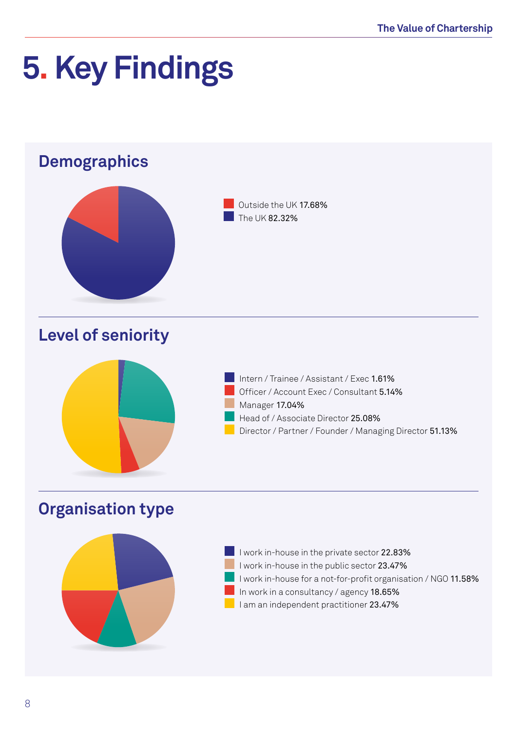# 5. Key Findings

## Demographics

- Outside the UK **17.68%**
- The UK **82.32%**

## Level of seniority

- Intern / Trainee / Assistant / Exec **1.61%**
- Officer / Account Exec / Consultant **5.14%**
- Manager **17.04%**
- Head of / Associate Director **25.08%**
- Director / Partner / Founder / Managing Director **51.13%**

## Organisation type

- I work in-house in the private sector **22.83%**
- I work in-house in the public sector **23.47%**
- I work in-house for a not-for-profit organisation / NGO **11.58%**
- In work in a consultancy / agency **18.65%**
- I am an independent practitioner **23.47%**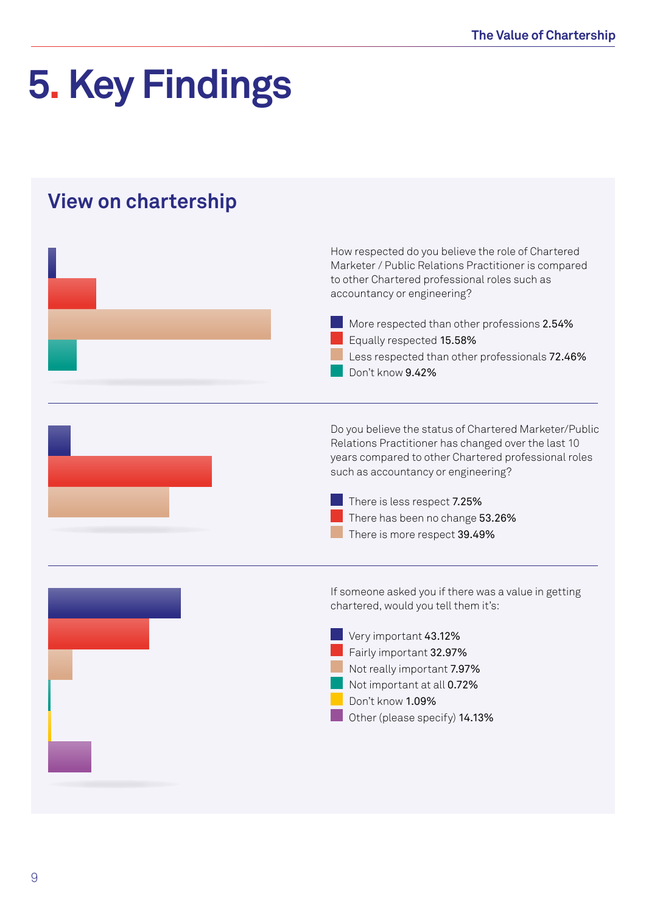# 5. Key Findings

## View on chartership

How respected do you believe the role of Chartered Marketer / Public Relations Practitioner is compared to other Chartered professional roles such as accountancy or engineering?

- More respected than other professions **2.54%**
- Equally respected **15.58%**
- Less respected than other professionals **72.46%**
- Don't know **9.42%**

---

Do you believe the status of Chartered Marketer/Public Relations Practitioner has changed over the last 10 years compared to other Chartered professional roles such as accountancy or engineering?

- There is less respect **7.25%**
- There has been no change **53.26%**
- There is more respect **39.49%**

---

If someone asked you if there was a value in getting chartered, would you tell them it's:

- Very important **43.12%**
- Fairly important **32.97%**
- Not really important **7.97%**
- Not important at all **0.72%**
- Don't know **1.09%**
- Other (please specify) **14.13%**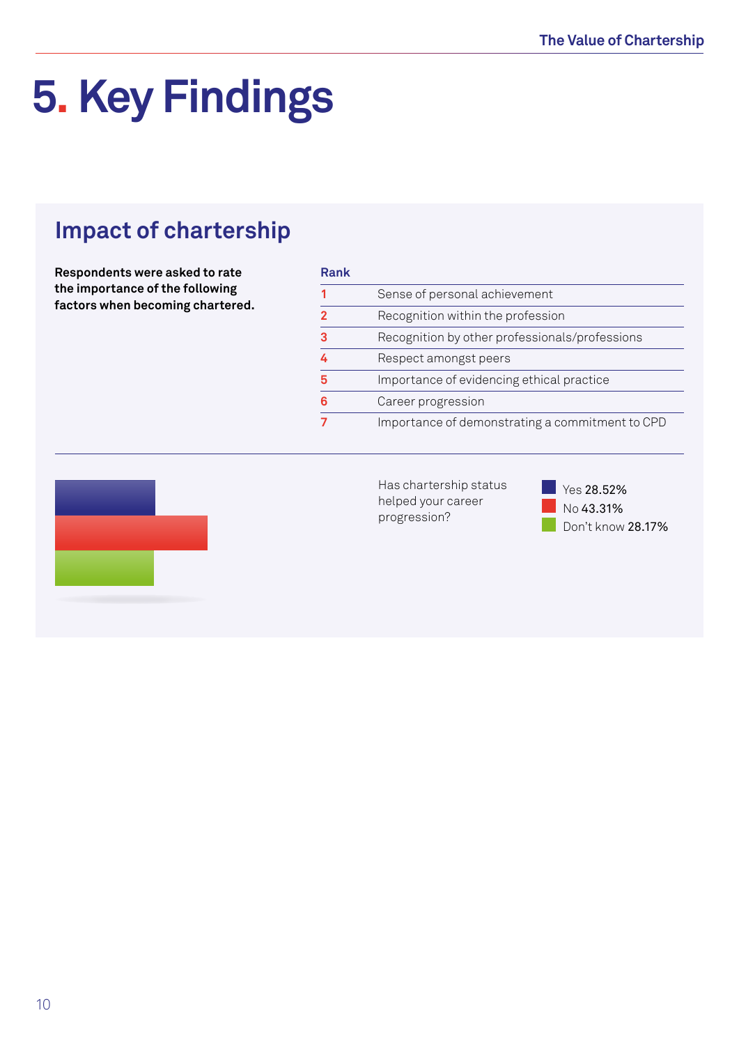# 5. Key Findings

## Impact of chartership

**Respondents were asked to rate the importance of the following factors when becoming chartered.**

| Rank | |
|---|---|
| 1 | Sense of personal achievement |
| 2 | Recognition within the profession |
| 3 | Recognition by other professionals/professions |
| 4 | Respect amongst peers |
| 5 | Importance of evidencing ethical practice |
| 6 | Career progression |
| 7 | Importance of demonstrating a commitment to CPD |

Has chartership status helped your career progression?

- Yes 28.52%
- No 43.31%
- Don't know 28.17%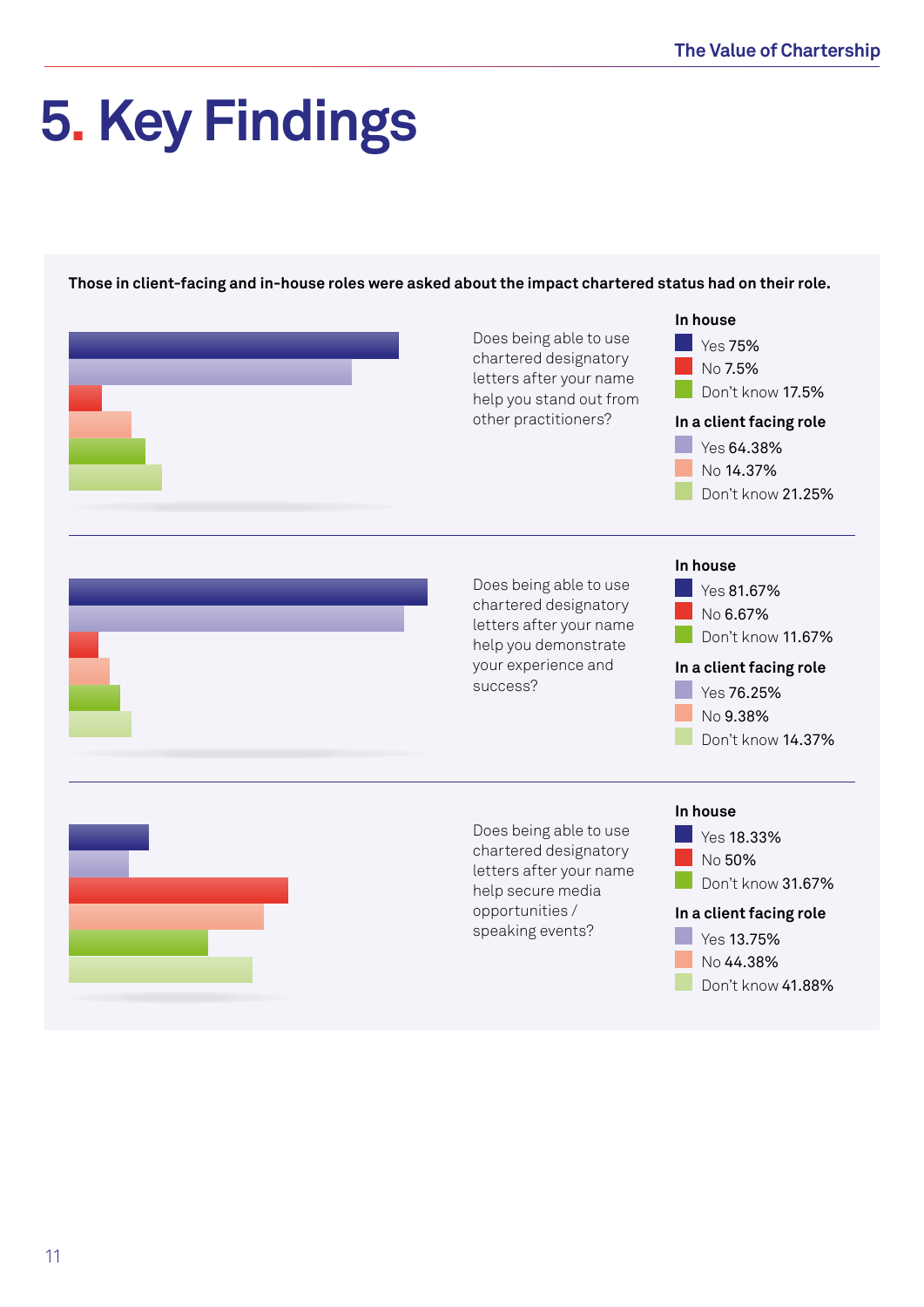# 5. Key Findings

**Those in client-facing and in-house roles were asked about the impact chartered status had on their role.**

Does being able to use chartered designatory letters after your name help you stand out from other practitioners?

**In house**
- Yes 75%
- No 7.5%
- Don't know 17.5%

**In a client facing role**
- Yes 64.38%
- No 14.37%
- Don't know 21.25%

Does being able to use chartered designatory letters after your name help you demonstrate your experience and success?

**In house**
- Yes 81.67%
- No 6.67%
- Don't know 11.67%

**In a client facing role**
- Yes 76.25%
- No 9.38%
- Don't know 14.37%

Does being able to use chartered designatory letters after your name help secure media opportunities / speaking events?

**In house**
- Yes 18.33%
- No 50%
- Don't know 31.67%

**In a client facing role**
- Yes 13.75%
- No 44.38%
- Don't know 41.88%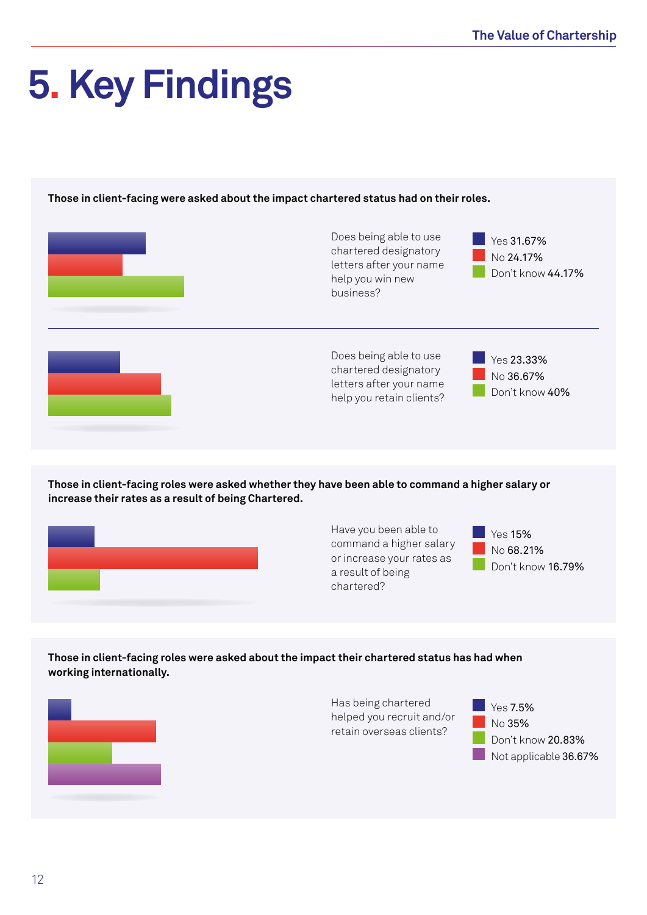# 5. Key Findings

**Those in client-facing were asked about the impact chartered status had on their roles.**

Does being able to use chartered designatory letters after your name help you win new business?

- Yes 31.67%
- No 24.17%
- Don't know 44.17%

Does being able to use chartered designatory letters after your name help you retain clients?

- Yes 23.33%
- No 36.67%
- Don't know 40%

**Those in client-facing roles were asked whether they have been able to command a higher salary or increase their rates as a result of being Chartered.**

Have you been able to command a higher salary or increase your rates as a result of being chartered?

- Yes 15%
- No 68.21%
- Don't know 16.79%

**Those in client-facing roles were asked about the impact their chartered status has had when working internationally.**

Has being chartered helped you recruit and/or retain overseas clients?

- Yes 7.5%
- No 35%
- Don't know 20.83%
- Not applicable 36.67%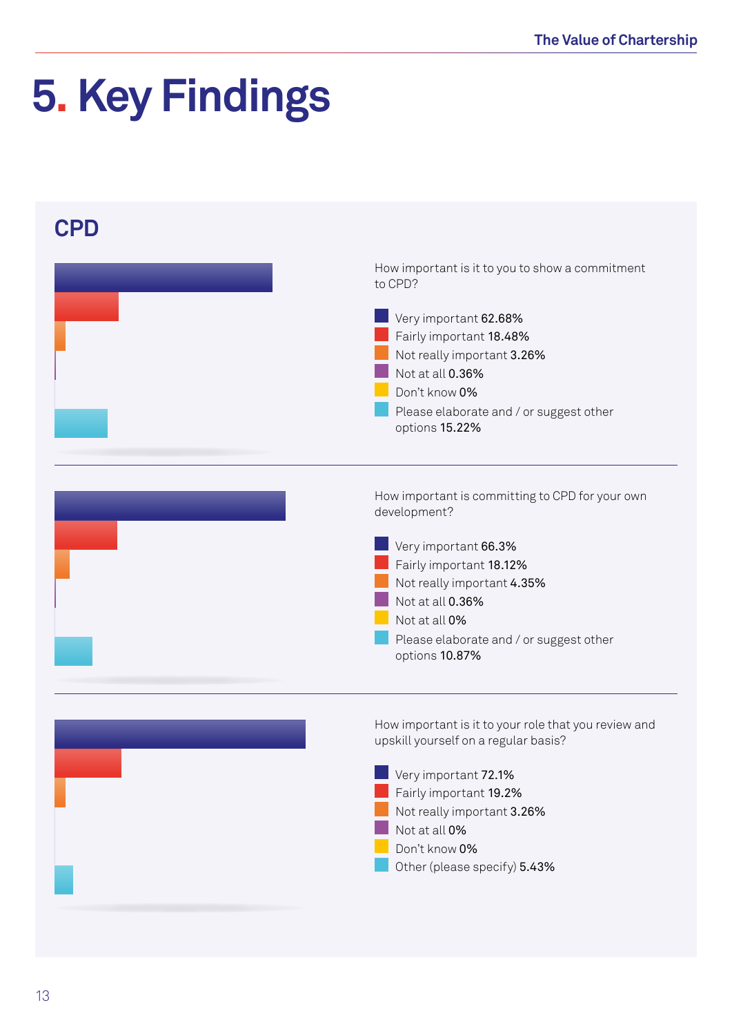# 5. Key Findings

## CPD

How important is it to you to show a commitment to CPD?

- Very important **62.68%**
- Fairly important **18.48%**
- Not really important **3.26%**
- Not at all **0.36%**
- Don't know **0%**
- Please elaborate and / or suggest other options **15.22%**

How important is committing to CPD for your own development?

- Very important **66.3%**
- Fairly important **18.12%**
- Not really important **4.35%**
- Not at all **0.36%**
- Not at all **0%**
- Please elaborate and / or suggest other options **10.87%**

How important is it to your role that you review and upskill yourself on a regular basis?

- Very important **72.1%**
- Fairly important **19.2%**
- Not really important **3.26%**
- Not at all **0%**
- Don't know **0%**
- Other (please specify) **5.43%**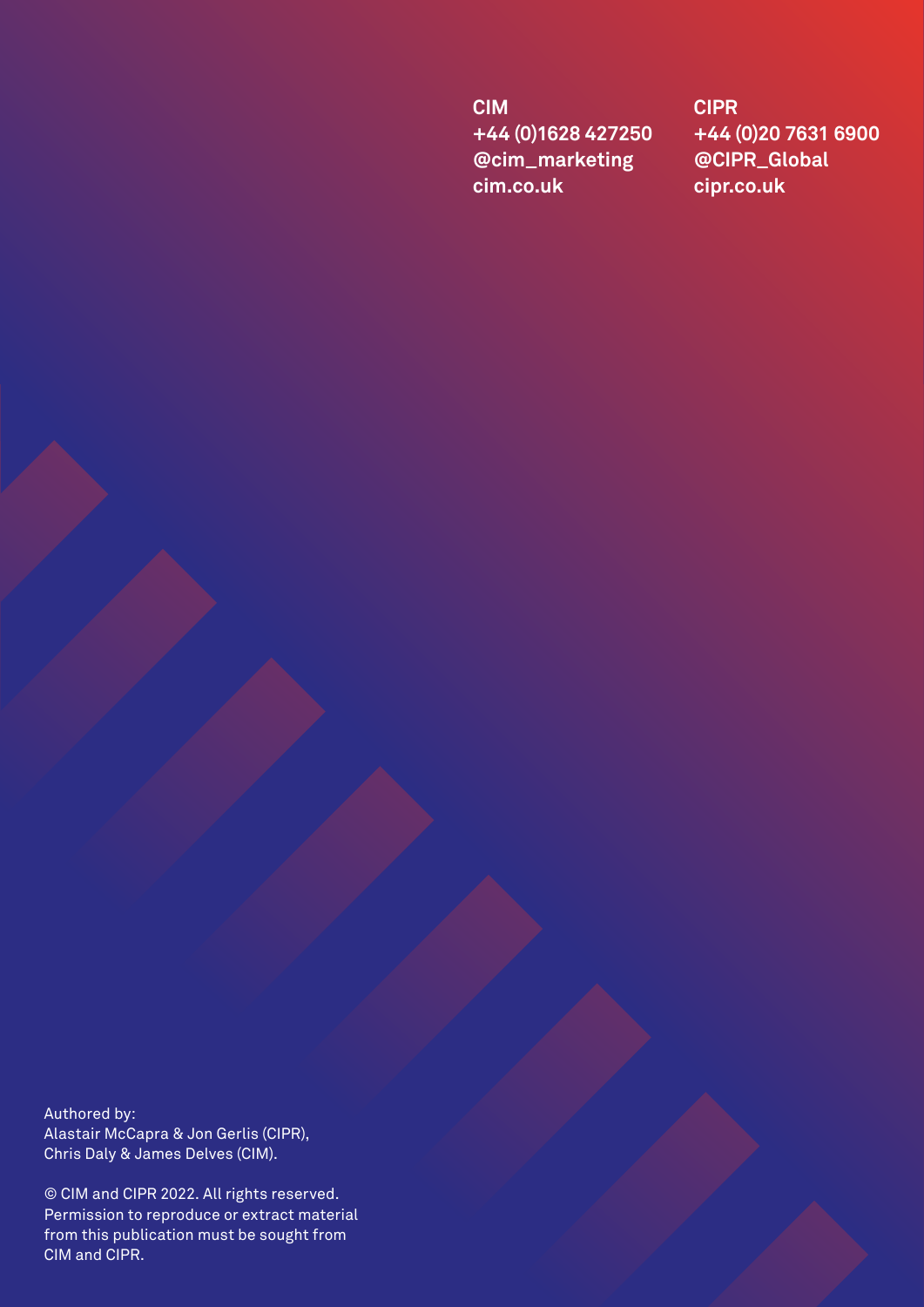**CIM**
**+44 (0)1628 427250**
**@cim_marketing**
**cim.co.uk**

**CIPR**
**+44 (0)20 7631 6900**
**@CIPR_Global**
**cipr.co.uk**

Authored by:
Alastair McCapra & Jon Gerlis (CIPR),
Chris Daly & James Delves (CIM).

© CIM and CIPR 2022. All rights reserved.
Permission to reproduce or extract material from this publication must be sought from CIM and CIPR.